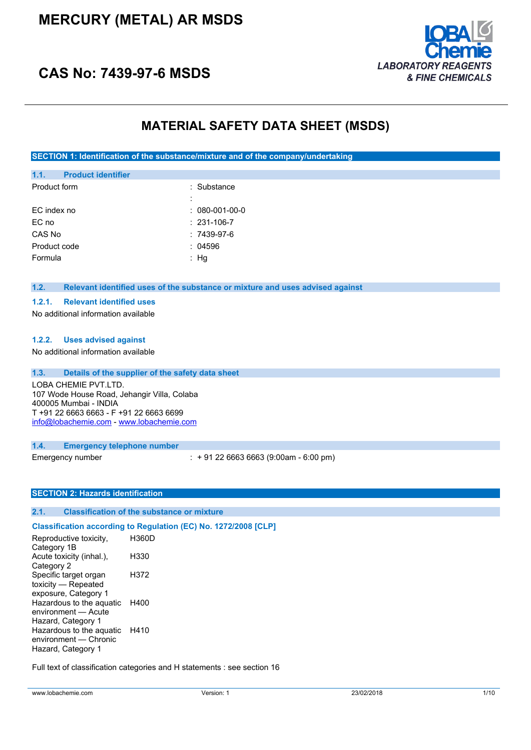# MERCURY (METAL) AR MSDS

## CAS No: 7439-97-6 MSDS

LOBA Chemie
*LABORATORY REAGENTS & FINE CHEMICALS*

# MATERIAL SAFETY DATA SHEET (MSDS)

## SECTION 1: Identification of the substance/mixture and of the company/undertaking

### 1.1. Product identifier

| | |
|---|---|
| Product form | : Substance |
| | : |
| EC index no | : 080-001-00-0 |
| EC no | : 231-106-7 |
| CAS No | : 7439-97-6 |
| Product code | : 04596 |
| Formula | : Hg |

### 1.2. Relevant identified uses of the substance or mixture and uses advised against

#### 1.2.1. Relevant identified uses

No additional information available

#### 1.2.2. Uses advised against

No additional information available

### 1.3. Details of the supplier of the safety data sheet

LOBA CHEMIE PVT.LTD.
107 Wode House Road, Jehangir Villa, Colaba
400005 Mumbai - INDIA
T +91 22 6663 6663 - F +91 22 6663 6699
info@lobachemie.com - www.lobachemie.com

### 1.4. Emergency telephone number

| | |
|---|---|
| Emergency number | : + 91 22 6663 6663 (9:00am - 6:00 pm) |

## SECTION 2: Hazards identification

### 2.1. Classification of the substance or mixture

**Classification according to Regulation (EC) No. 1272/2008 [CLP]**

| | |
|---|---|
| Reproductive toxicity, Category 1B | H360D |
| Acute toxicity (inhal.), Category 2 | H330 |
| Specific target organ toxicity — Repeated exposure, Category 1 | H372 |
| Hazardous to the aquatic environment — Acute Hazard, Category 1 | H400 |
| Hazardous to the aquatic environment — Chronic Hazard, Category 1 | H410 |

Full text of classification categories and H statements : see section 16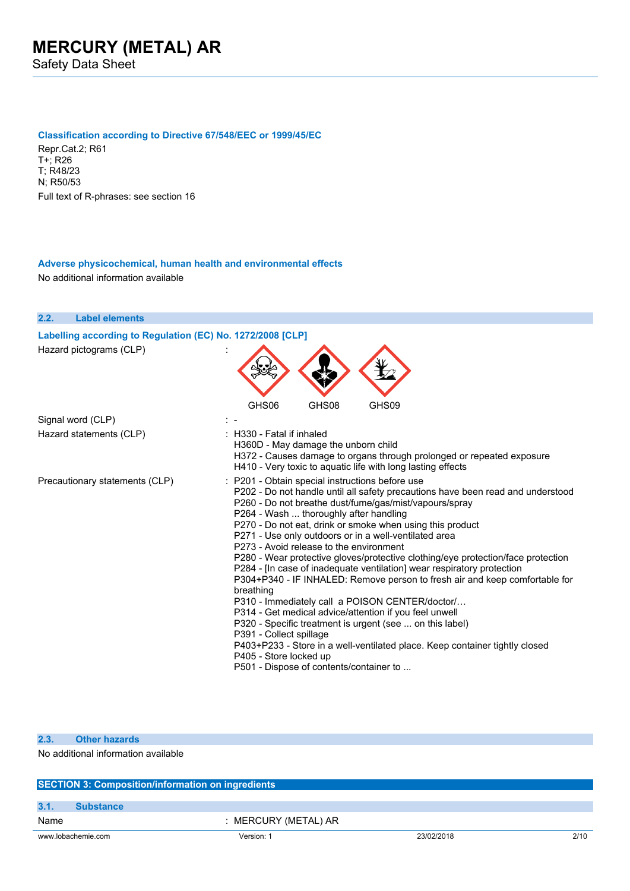#### Classification according to Directive 67/548/EEC or 1999/45/EC

Repr.Cat.2; R61
T+; R26
T; R48/23
N; R50/53

Full text of R-phrases: see section 16

#### Adverse physicochemical, human health and environmental effects

No additional information available

### 2.2. Label elements

#### Labelling according to Regulation (EC) No. 1272/2008 [CLP]

| | | |
|---|---|---|
| Hazard pictograms (CLP) | : | GHS06 GHS08 GHS09 |
| Signal word (CLP) | : | - |
| Hazard statements (CLP) | : | H330 - Fatal if inhaled<br>H360D - May damage the unborn child<br>H372 - Causes damage to organs through prolonged or repeated exposure<br>H410 - Very toxic to aquatic life with long lasting effects |
| Precautionary statements (CLP) | : | P201 - Obtain special instructions before use<br>P202 - Do not handle until all safety precautions have been read and understood<br>P260 - Do not breathe dust/fume/gas/mist/vapours/spray<br>P264 - Wash ... thoroughly after handling<br>P270 - Do not eat, drink or smoke when using this product<br>P271 - Use only outdoors or in a well-ventilated area<br>P273 - Avoid release to the environment<br>P280 - Wear protective gloves/protective clothing/eye protection/face protection<br>P284 - [In case of inadequate ventilation] wear respiratory protection<br>P304+P340 - IF INHALED: Remove person to fresh air and keep comfortable for breathing<br>P310 - Immediately call a POISON CENTER/doctor/…<br>P314 - Get medical advice/attention if you feel unwell<br>P320 - Specific treatment is urgent (see ... on this label)<br>P391 - Collect spillage<br>P403+P233 - Store in a well-ventilated place. Keep container tightly closed<br>P405 - Store locked up<br>P501 - Dispose of contents/container to ... |

### 2.3. Other hazards

No additional information available

## SECTION 3: Composition/information on ingredients

### 3.1. Substance

| | | |
|---|---|---|
| Name | : | MERCURY (METAL) AR |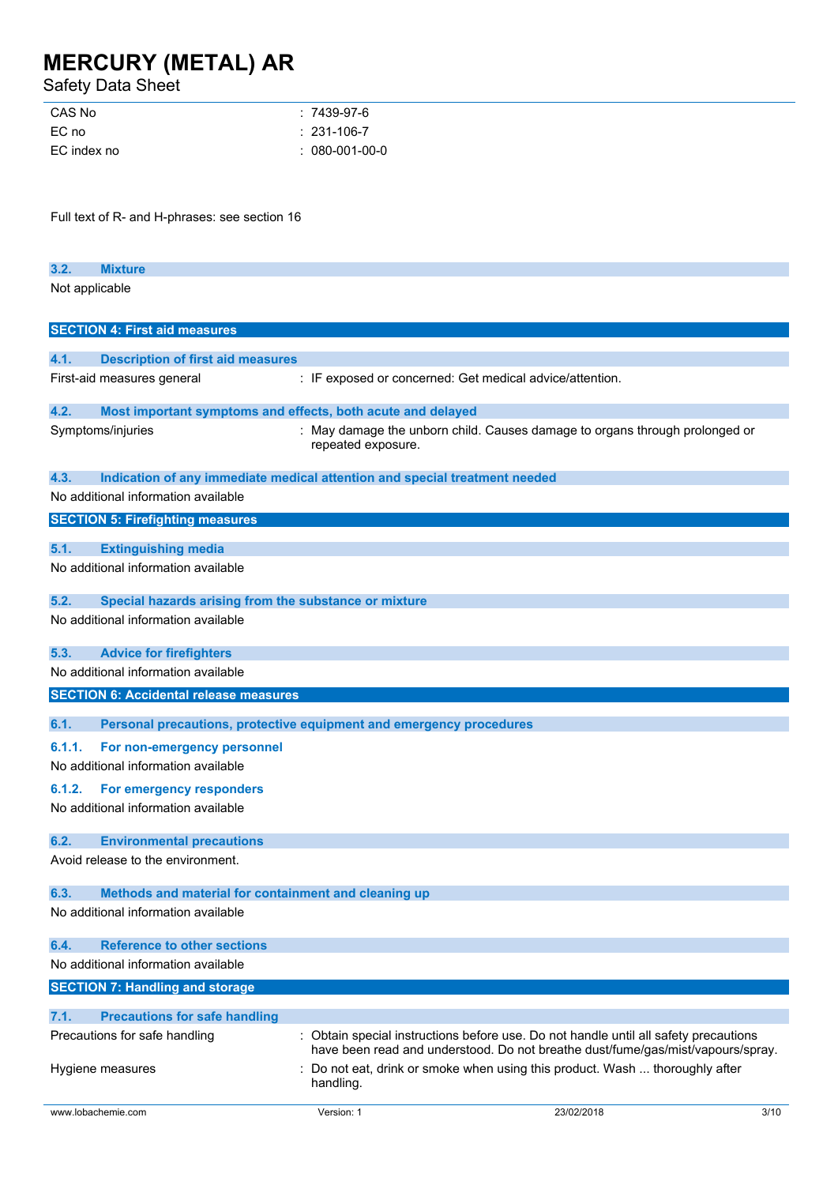| | |
|---|---|
| CAS No | : 7439-97-6 |
| EC no | : 231-106-7 |
| EC index no | : 080-001-00-0 |

Full text of R- and H-phrases: see section 16

### 3.2. Mixture

Not applicable

## SECTION 4: First aid measures

### 4.1. Description of first aid measures

| | |
|---|---|
| First-aid measures general | : IF exposed or concerned: Get medical advice/attention. |

### 4.2. Most important symptoms and effects, both acute and delayed

| | |
|---|---|
| Symptoms/injuries | : May damage the unborn child. Causes damage to organs through prolonged or repeated exposure. |

### 4.3. Indication of any immediate medical attention and special treatment needed

No additional information available

## SECTION 5: Firefighting measures

### 5.1. Extinguishing media

No additional information available

### 5.2. Special hazards arising from the substance or mixture

No additional information available

### 5.3. Advice for firefighters

No additional information available

## SECTION 6: Accidental release measures

### 6.1. Personal precautions, protective equipment and emergency procedures

#### 6.1.1. For non-emergency personnel

No additional information available

#### 6.1.2. For emergency responders

No additional information available

### 6.2. Environmental precautions

Avoid release to the environment.

### 6.3. Methods and material for containment and cleaning up

No additional information available

### 6.4. Reference to other sections

No additional information available

## SECTION 7: Handling and storage

### 7.1. Precautions for safe handling

| | |
|---|---|
| Precautions for safe handling | : Obtain special instructions before use. Do not handle until all safety precautions have been read and understood. Do not breathe dust/fume/gas/mist/vapours/spray. |
| Hygiene measures | : Do not eat, drink or smoke when using this product. Wash ... thoroughly after handling. |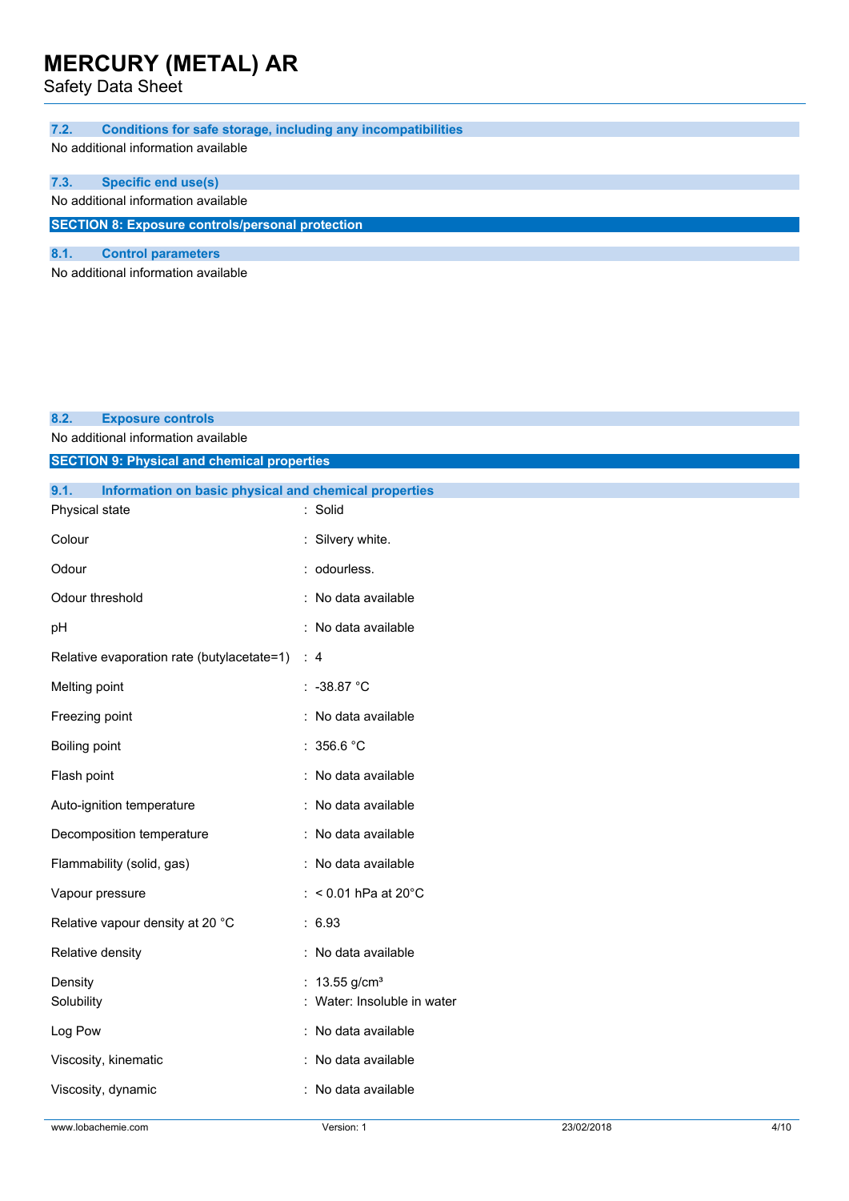### 7.2. Conditions for safe storage, including any incompatibilities

No additional information available

### 7.3. Specific end use(s)

No additional information available

## SECTION 8: Exposure controls/personal protection

### 8.1. Control parameters

No additional information available

### 8.2. Exposure controls

No additional information available

## SECTION 9: Physical and chemical properties

### 9.1. Information on basic physical and chemical properties

| | |
|---|---|
| Physical state | : Solid |
| Colour | : Silvery white. |
| Odour | : odourless. |
| Odour threshold | : No data available |
| pH | : No data available |
| Relative evaporation rate (butylacetate=1) | : 4 |
| Melting point | : -38.87 °C |
| Freezing point | : No data available |
| Boiling point | : 356.6 °C |
| Flash point | : No data available |
| Auto-ignition temperature | : No data available |
| Decomposition temperature | : No data available |
| Flammability (solid, gas) | : No data available |
| Vapour pressure | : < 0.01 hPa at 20°C |
| Relative vapour density at 20 °C | : 6.93 |
| Relative density | : No data available |
| Density | : 13.55 g/cm³ |
| Solubility | : Water: Insoluble in water |
| Log Pow | : No data available |
| Viscosity, kinematic | : No data available |
| Viscosity, dynamic | : No data available |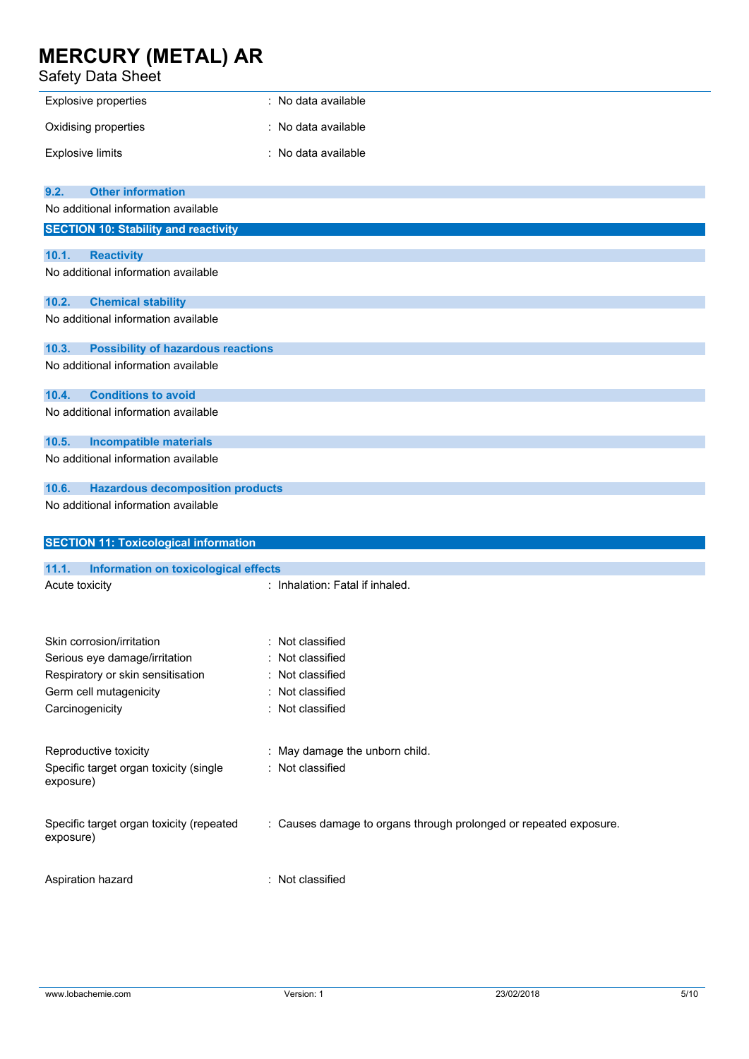| | |
|---|---|
| Explosive properties | : No data available |
| Oxidising properties | : No data available |
| Explosive limits | : No data available |

### 9.2. Other information

No additional information available

## SECTION 10: Stability and reactivity

### 10.1. Reactivity

No additional information available

### 10.2. Chemical stability

No additional information available

### 10.3. Possibility of hazardous reactions

No additional information available

### 10.4. Conditions to avoid

No additional information available

### 10.5. Incompatible materials

No additional information available

### 10.6. Hazardous decomposition products

No additional information available

## SECTION 11: Toxicological information

### 11.1. Information on toxicological effects

| | |
|---|---|
| Acute toxicity | : Inhalation: Fatal if inhaled. |
| Skin corrosion/irritation | : Not classified |
| Serious eye damage/irritation | : Not classified |
| Respiratory or skin sensitisation | : Not classified |
| Germ cell mutagenicity | : Not classified |
| Carcinogenicity | : Not classified |
| Reproductive toxicity | : May damage the unborn child. |
| Specific target organ toxicity (single exposure) | : Not classified |
| Specific target organ toxicity (repeated exposure) | : Causes damage to organs through prolonged or repeated exposure. |
| Aspiration hazard | : Not classified |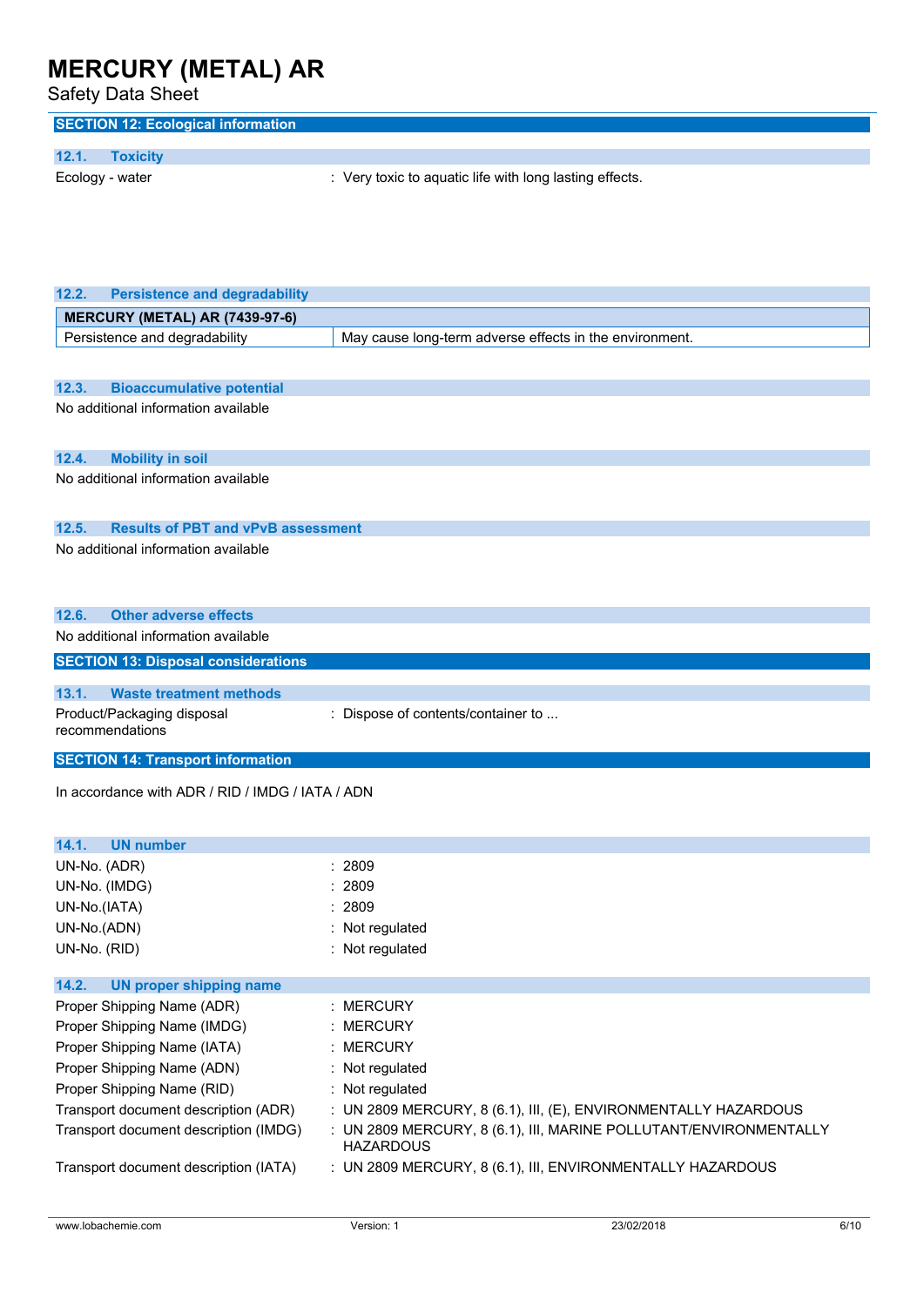## SECTION 12: Ecological information

### 12.1. Toxicity

Ecology - water : Very toxic to aquatic life with long lasting effects.

### 12.2. Persistence and degradability

| MERCURY (METAL) AR (7439-97-6) | |
|---|---|
| Persistence and degradability | May cause long-term adverse effects in the environment. |

### 12.3. Bioaccumulative potential

No additional information available

### 12.4. Mobility in soil

No additional information available

### 12.5. Results of PBT and vPvB assessment

No additional information available

### 12.6. Other adverse effects

No additional information available

## SECTION 13: Disposal considerations

### 13.1. Waste treatment methods

Product/Packaging disposal recommendations : Dispose of contents/container to ...

## SECTION 14: Transport information

In accordance with ADR / RID / IMDG / IATA / ADN

### 14.1. UN number

UN-No. (ADR) : 2809

UN-No. (IMDG) : 2809

UN-No.(IATA) : 2809

UN-No.(ADN) : Not regulated

UN-No. (RID) : Not regulated

### 14.2. UN proper shipping name

Proper Shipping Name (ADR) : MERCURY

Proper Shipping Name (IMDG) : MERCURY

Proper Shipping Name (IATA) : MERCURY

Proper Shipping Name (ADN) : Not regulated

Proper Shipping Name (RID) : Not regulated

Transport document description (ADR) : UN 2809 MERCURY, 8 (6.1), III, (E), ENVIRONMENTALLY HAZARDOUS

Transport document description (IMDG) : UN 2809 MERCURY, 8 (6.1), III, MARINE POLLUTANT/ENVIRONMENTALLY HAZARDOUS

Transport document description (IATA) : UN 2809 MERCURY, 8 (6.1), III, ENVIRONMENTALLY HAZARDOUS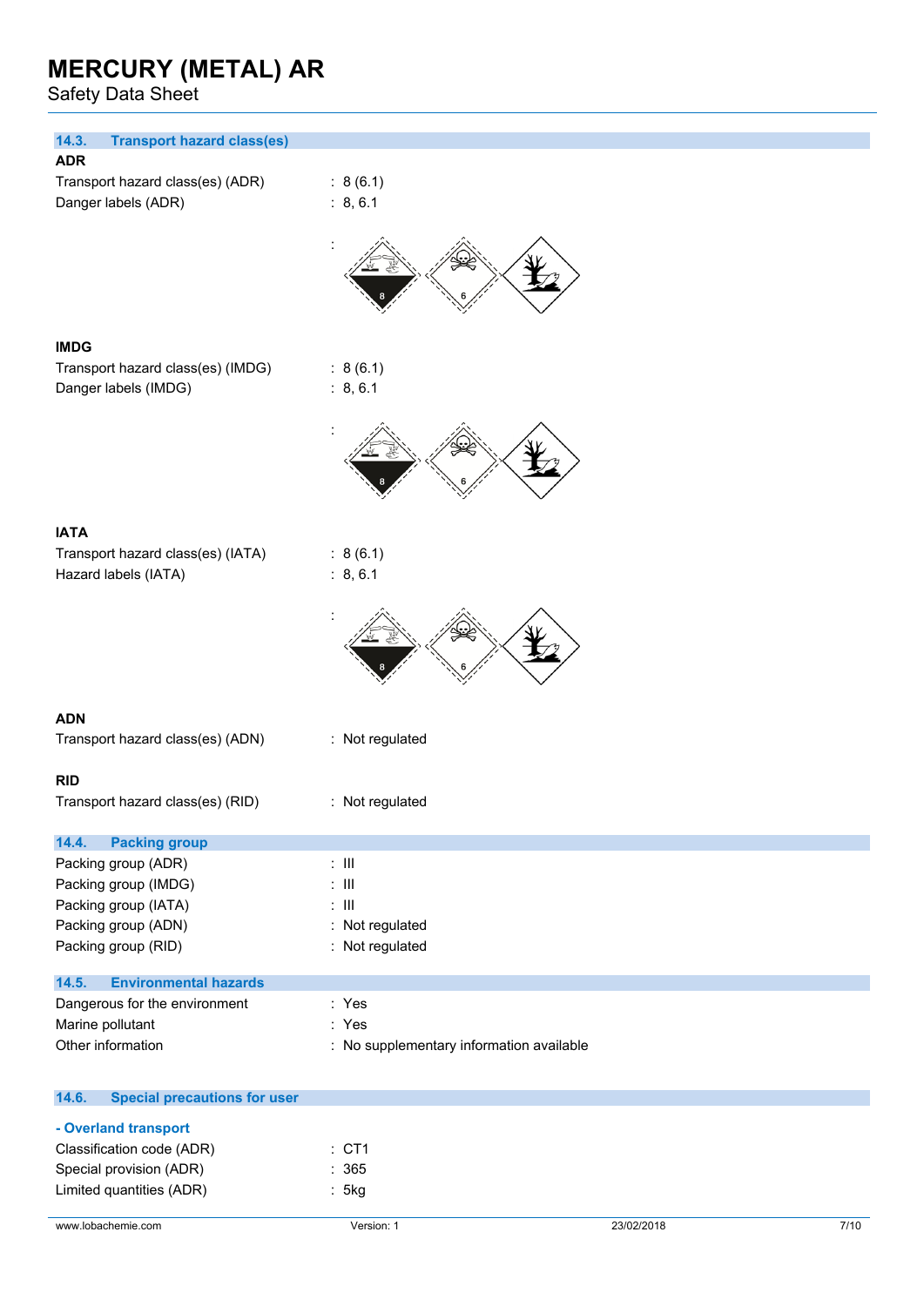### 14.3. Transport hazard class(es)

**ADR**

Transport hazard class(es) (ADR) : 8 (6.1)

Danger labels (ADR) : 8, 6.1

:

**IMDG**

Transport hazard class(es) (IMDG) : 8 (6.1)

Danger labels (IMDG) : 8, 6.1

:

**IATA**

Transport hazard class(es) (IATA) : 8 (6.1)

Hazard labels (IATA) : 8, 6.1

:

**ADN**

Transport hazard class(es) (ADN) : Not regulated

**RID**

Transport hazard class(es) (RID) : Not regulated

### 14.4. Packing group

Packing group (ADR) : III

Packing group (IMDG) : III

Packing group (IATA) : III

Packing group (ADN) : Not regulated

Packing group (RID) : Not regulated

### 14.5. Environmental hazards

Dangerous for the environment : Yes

Marine pollutant : Yes

Other information : No supplementary information available

### 14.6. Special precautions for user

**- Overland transport**

Classification code (ADR) : CT1

Special provision (ADR) : 365

Limited quantities (ADR) : 5kg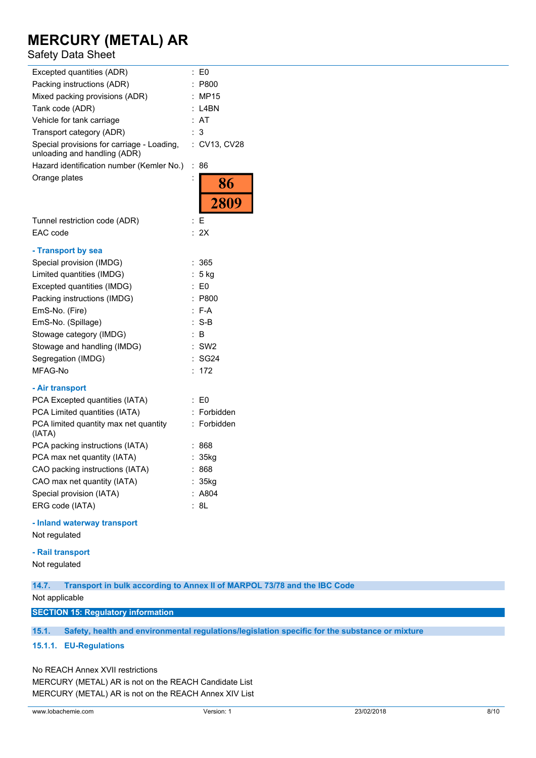| | |
|---|---|
| Excepted quantities (ADR) | : E0 |
| Packing instructions (ADR) | : P800 |
| Mixed packing provisions (ADR) | : MP15 |
| Tank code (ADR) | : L4BN |
| Vehicle for tank carriage | : AT |
| Transport category (ADR) | : 3 |
| Special provisions for carriage - Loading, unloading and handling (ADR) | : CV13, CV28 |
| Hazard identification number (Kemler No.) | : 86 |
| Orange plates | : 86 / 2809 |
| Tunnel restriction code (ADR) | : E |
| EAC code | : 2X |

**- Transport by sea**

| | |
|---|---|
| Special provision (IMDG) | : 365 |
| Limited quantities (IMDG) | : 5 kg |
| Excepted quantities (IMDG) | : E0 |
| Packing instructions (IMDG) | : P800 |
| EmS-No. (Fire) | : F-A |
| EmS-No. (Spillage) | : S-B |
| Stowage category (IMDG) | : B |
| Stowage and handling (IMDG) | : SW2 |
| Segregation (IMDG) | : SG24 |
| MFAG-No | : 172 |

**- Air transport**

| | |
|---|---|
| PCA Excepted quantities (IATA) | : E0 |
| PCA Limited quantities (IATA) | : Forbidden |
| PCA limited quantity max net quantity (IATA) | : Forbidden |
| PCA packing instructions (IATA) | : 868 |
| PCA max net quantity (IATA) | : 35kg |
| CAO packing instructions (IATA) | : 868 |
| CAO max net quantity (IATA) | : 35kg |
| Special provision (IATA) | : A804 |
| ERG code (IATA) | : 8L |

**- Inland waterway transport**

Not regulated

**- Rail transport**

Not regulated

### 14.7. Transport in bulk according to Annex II of MARPOL 73/78 and the IBC Code

Not applicable

## SECTION 15: Regulatory information

### 15.1. Safety, health and environmental regulations/legislation specific for the substance or mixture

#### 15.1.1. EU-Regulations

No REACH Annex XVII restrictions
MERCURY (METAL) AR is not on the REACH Candidate List
MERCURY (METAL) AR is not on the REACH Annex XIV List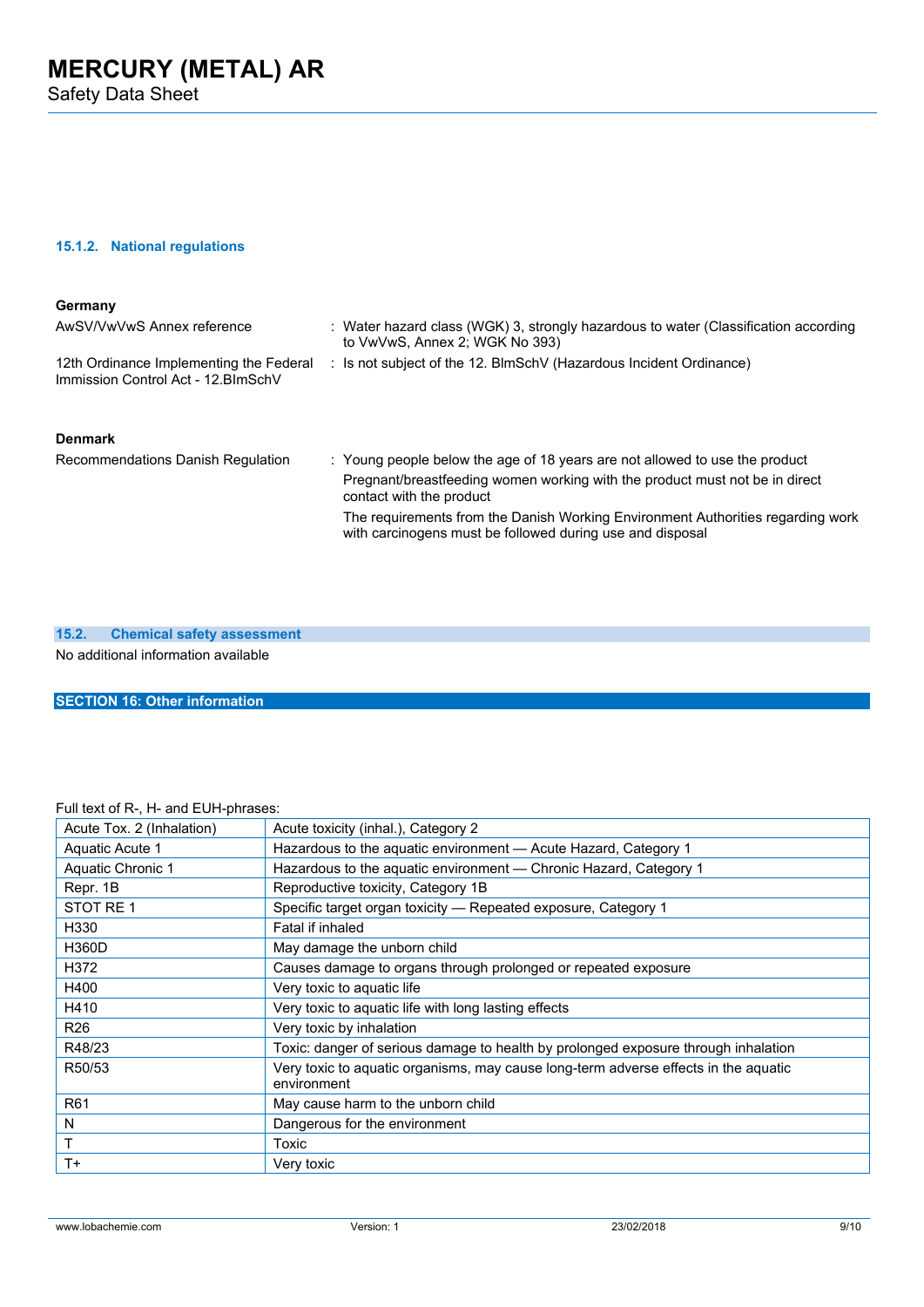#### 15.1.2. National regulations

**Germany**

AwSV/VwVwS Annex reference : Water hazard class (WGK) 3, strongly hazardous to water (Classification according to VwVwS, Annex 2; WGK No 393)

12th Ordinance Implementing the Federal Immission Control Act - 12.BImSchV : Is not subject of the 12. BlmSchV (Hazardous Incident Ordinance)

**Denmark**

Recommendations Danish Regulation : Young people below the age of 18 years are not allowed to use the product

Pregnant/breastfeeding women working with the product must not be in direct contact with the product

The requirements from the Danish Working Environment Authorities regarding work with carcinogens must be followed during use and disposal

### 15.2. Chemical safety assessment

No additional information available

## SECTION 16: Other information

Full text of R-, H- and EUH-phrases:

| | |
|---|---|
| Acute Tox. 2 (Inhalation) | Acute toxicity (inhal.), Category 2 |
| Aquatic Acute 1 | Hazardous to the aquatic environment — Acute Hazard, Category 1 |
| Aquatic Chronic 1 | Hazardous to the aquatic environment — Chronic Hazard, Category 1 |
| Repr. 1B | Reproductive toxicity, Category 1B |
| STOT RE 1 | Specific target organ toxicity — Repeated exposure, Category 1 |
| H330 | Fatal if inhaled |
| H360D | May damage the unborn child |
| H372 | Causes damage to organs through prolonged or repeated exposure |
| H400 | Very toxic to aquatic life |
| H410 | Very toxic to aquatic life with long lasting effects |
| R26 | Very toxic by inhalation |
| R48/23 | Toxic: danger of serious damage to health by prolonged exposure through inhalation |
| R50/53 | Very toxic to aquatic organisms, may cause long-term adverse effects in the aquatic environment |
| R61 | May cause harm to the unborn child |
| N | Dangerous for the environment |
| T | Toxic |
| T+ | Very toxic |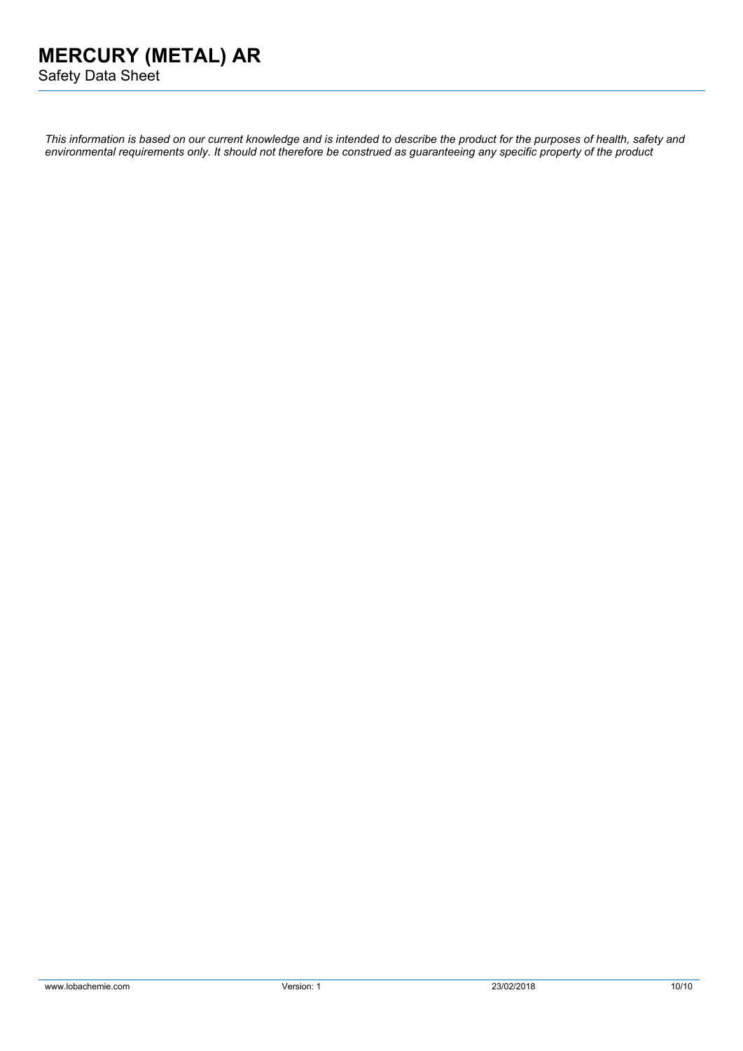*This information is based on our current knowledge and is intended to describe the product for the purposes of health, safety and environmental requirements only. It should not therefore be construed as guaranteeing any specific property of the product*